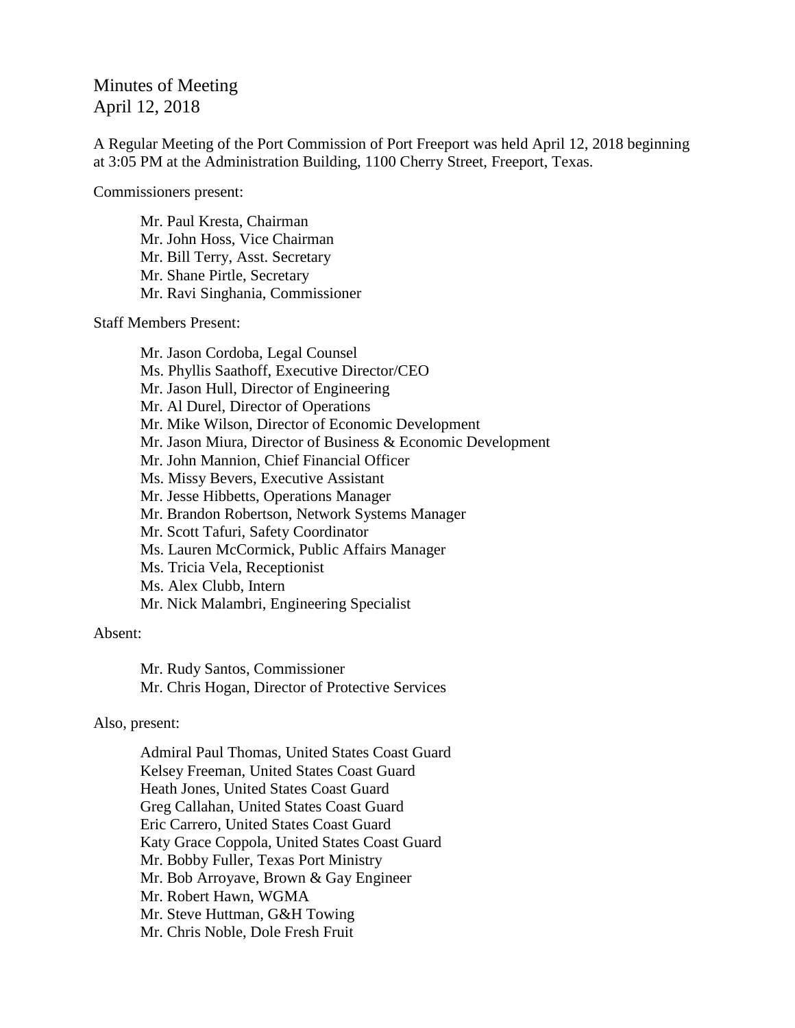# Minutes of Meeting
April 12, 2018

A Regular Meeting of the Port Commission of Port Freeport was held April 12, 2018 beginning at 3:05 PM at the Administration Building, 1100 Cherry Street, Freeport, Texas.

Commissioners present:

Mr. Paul Kresta, Chairman
Mr. John Hoss, Vice Chairman
Mr. Bill Terry, Asst. Secretary
Mr. Shane Pirtle, Secretary
Mr. Ravi Singhania, Commissioner

Staff Members Present:

Mr. Jason Cordoba, Legal Counsel
Ms. Phyllis Saathoff, Executive Director/CEO
Mr. Jason Hull, Director of Engineering
Mr. Al Durel, Director of Operations
Mr. Mike Wilson, Director of Economic Development
Mr. Jason Miura, Director of Business & Economic Development
Mr. John Mannion, Chief Financial Officer
Ms. Missy Bevers, Executive Assistant
Mr. Jesse Hibbetts, Operations Manager
Mr. Brandon Robertson, Network Systems Manager
Mr. Scott Tafuri, Safety Coordinator
Ms. Lauren McCormick, Public Affairs Manager
Ms. Tricia Vela, Receptionist
Ms. Alex Clubb, Intern
Mr. Nick Malambri, Engineering Specialist

Absent:

Mr. Rudy Santos, Commissioner
Mr. Chris Hogan, Director of Protective Services

Also, present:

Admiral Paul Thomas, United States Coast Guard
Kelsey Freeman, United States Coast Guard
Heath Jones, United States Coast Guard
Greg Callahan, United States Coast Guard
Eric Carrero, United States Coast Guard
Katy Grace Coppola, United States Coast Guard
Mr. Bobby Fuller, Texas Port Ministry
Mr. Bob Arroyave, Brown & Gay Engineer
Mr. Robert Hawn, WGMA
Mr. Steve Huttman, G&H Towing
Mr. Chris Noble, Dole Fresh Fruit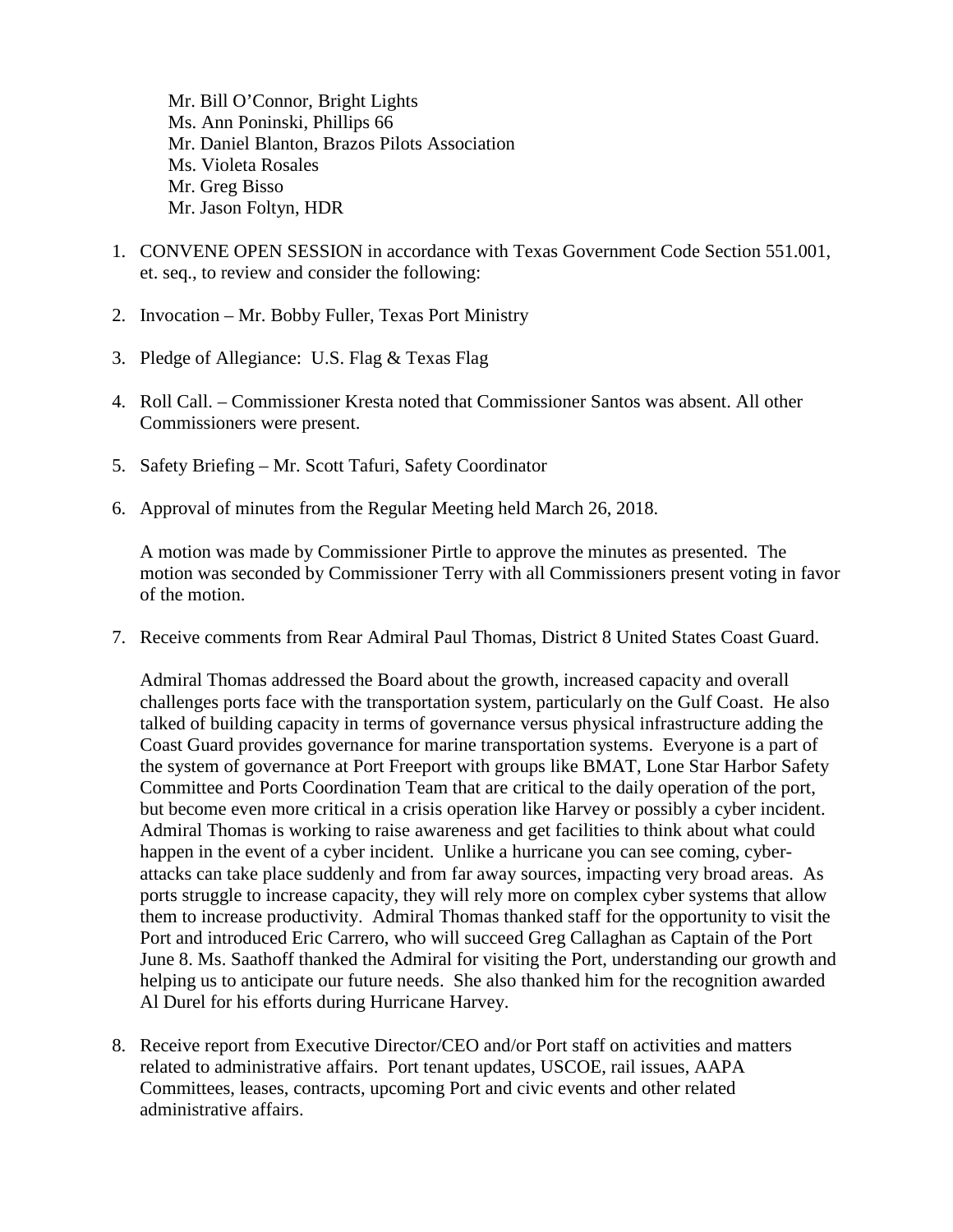Mr. Bill O'Connor, Bright Lights
Ms. Ann Poninski, Phillips 66
Mr. Daniel Blanton, Brazos Pilots Association
Ms. Violeta Rosales
Mr. Greg Bisso
Mr. Jason Foltyn, HDR

1. CONVENE OPEN SESSION in accordance with Texas Government Code Section 551.001, et. seq., to review and consider the following:

2. Invocation – Mr. Bobby Fuller, Texas Port Ministry

3. Pledge of Allegiance: U.S. Flag & Texas Flag

4. Roll Call. – Commissioner Kresta noted that Commissioner Santos was absent. All other Commissioners were present.

5. Safety Briefing – Mr. Scott Tafuri, Safety Coordinator

6. Approval of minutes from the Regular Meeting held March 26, 2018.

   A motion was made by Commissioner Pirtle to approve the minutes as presented. The motion was seconded by Commissioner Terry with all Commissioners present voting in favor of the motion.

7. Receive comments from Rear Admiral Paul Thomas, District 8 United States Coast Guard.

   Admiral Thomas addressed the Board about the growth, increased capacity and overall challenges ports face with the transportation system, particularly on the Gulf Coast. He also talked of building capacity in terms of governance versus physical infrastructure adding the Coast Guard provides governance for marine transportation systems. Everyone is a part of the system of governance at Port Freeport with groups like BMAT, Lone Star Harbor Safety Committee and Ports Coordination Team that are critical to the daily operation of the port, but become even more critical in a crisis operation like Harvey or possibly a cyber incident. Admiral Thomas is working to raise awareness and get facilities to think about what could happen in the event of a cyber incident. Unlike a hurricane you can see coming, cyber-attacks can take place suddenly and from far away sources, impacting very broad areas. As ports struggle to increase capacity, they will rely more on complex cyber systems that allow them to increase productivity. Admiral Thomas thanked staff for the opportunity to visit the Port and introduced Eric Carrero, who will succeed Greg Callaghan as Captain of the Port June 8. Ms. Saathoff thanked the Admiral for visiting the Port, understanding our growth and helping us to anticipate our future needs. She also thanked him for the recognition awarded Al Durel for his efforts during Hurricane Harvey.

8. Receive report from Executive Director/CEO and/or Port staff on activities and matters related to administrative affairs. Port tenant updates, USCOE, rail issues, AAPA Committees, leases, contracts, upcoming Port and civic events and other related administrative affairs.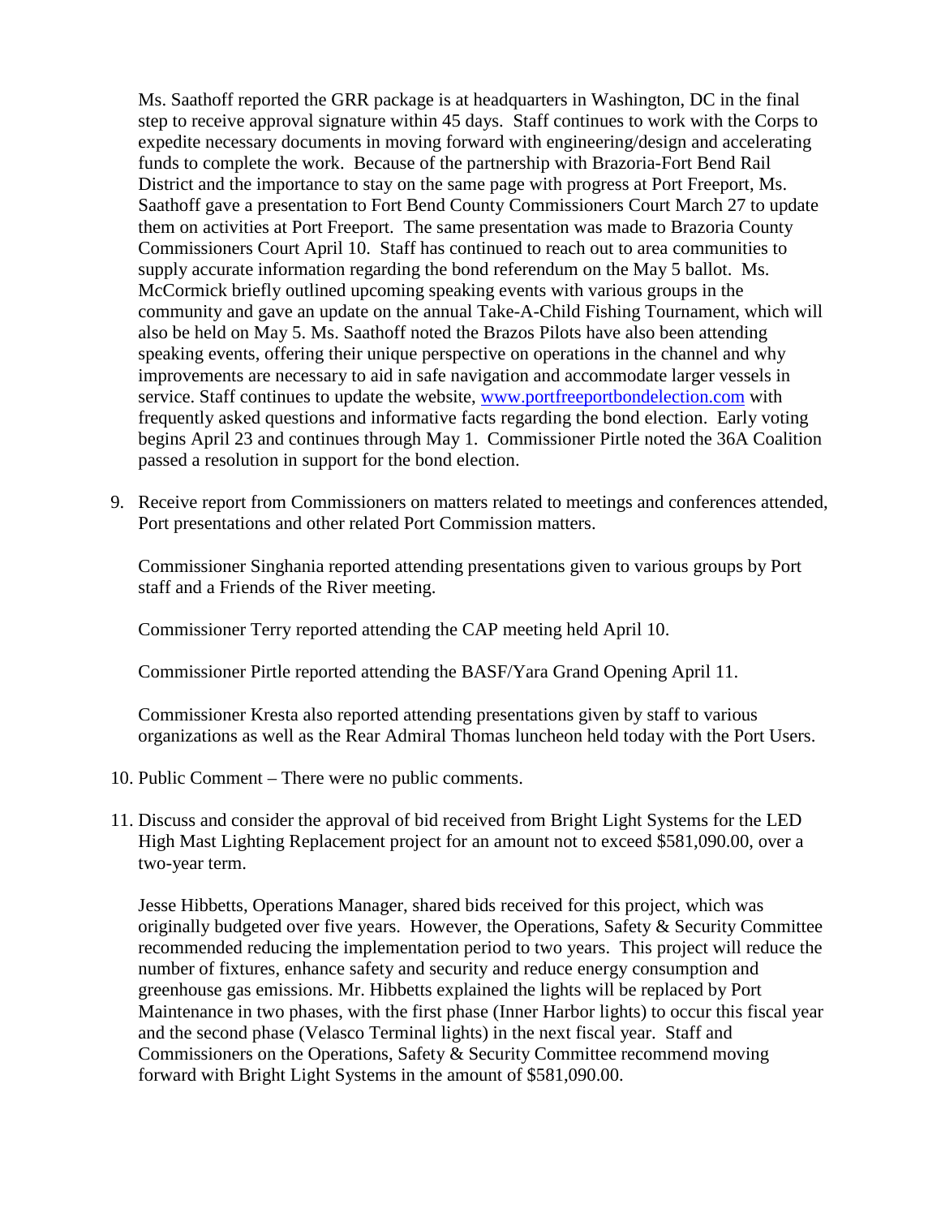Ms. Saathoff reported the GRR package is at headquarters in Washington, DC in the final step to receive approval signature within 45 days. Staff continues to work with the Corps to expedite necessary documents in moving forward with engineering/design and accelerating funds to complete the work. Because of the partnership with Brazoria-Fort Bend Rail District and the importance to stay on the same page with progress at Port Freeport, Ms. Saathoff gave a presentation to Fort Bend County Commissioners Court March 27 to update them on activities at Port Freeport. The same presentation was made to Brazoria County Commissioners Court April 10. Staff has continued to reach out to area communities to supply accurate information regarding the bond referendum on the May 5 ballot. Ms. McCormick briefly outlined upcoming speaking events with various groups in the community and gave an update on the annual Take-A-Child Fishing Tournament, which will also be held on May 5. Ms. Saathoff noted the Brazos Pilots have also been attending speaking events, offering their unique perspective on operations in the channel and why improvements are necessary to aid in safe navigation and accommodate larger vessels in service. Staff continues to update the website, www.portfreeportbondelection.com with frequently asked questions and informative facts regarding the bond election. Early voting begins April 23 and continues through May 1. Commissioner Pirtle noted the 36A Coalition passed a resolution in support for the bond election.

9. Receive report from Commissioners on matters related to meetings and conferences attended, Port presentations and other related Port Commission matters.

   Commissioner Singhania reported attending presentations given to various groups by Port staff and a Friends of the River meeting.

   Commissioner Terry reported attending the CAP meeting held April 10.

   Commissioner Pirtle reported attending the BASF/Yara Grand Opening April 11.

   Commissioner Kresta also reported attending presentations given by staff to various organizations as well as the Rear Admiral Thomas luncheon held today with the Port Users.

10. Public Comment – There were no public comments.

11. Discuss and consider the approval of bid received from Bright Light Systems for the LED High Mast Lighting Replacement project for an amount not to exceed $581,090.00, over a two-year term.

    Jesse Hibbetts, Operations Manager, shared bids received for this project, which was originally budgeted over five years. However, the Operations, Safety & Security Committee recommended reducing the implementation period to two years. This project will reduce the number of fixtures, enhance safety and security and reduce energy consumption and greenhouse gas emissions. Mr. Hibbetts explained the lights will be replaced by Port Maintenance in two phases, with the first phase (Inner Harbor lights) to occur this fiscal year and the second phase (Velasco Terminal lights) in the next fiscal year. Staff and Commissioners on the Operations, Safety & Security Committee recommend moving forward with Bright Light Systems in the amount of $581,090.00.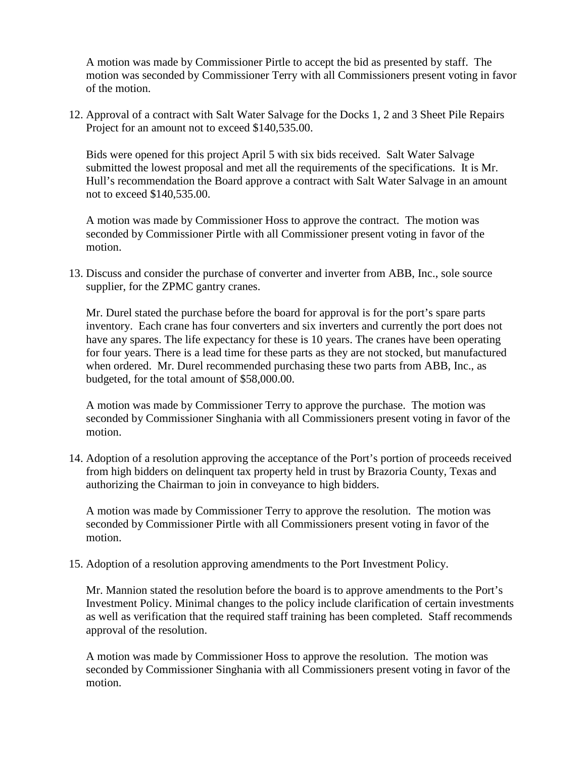A motion was made by Commissioner Pirtle to accept the bid as presented by staff. The motion was seconded by Commissioner Terry with all Commissioners present voting in favor of the motion.

12. Approval of a contract with Salt Water Salvage for the Docks 1, 2 and 3 Sheet Pile Repairs Project for an amount not to exceed $140,535.00.

    Bids were opened for this project April 5 with six bids received. Salt Water Salvage submitted the lowest proposal and met all the requirements of the specifications. It is Mr. Hull's recommendation the Board approve a contract with Salt Water Salvage in an amount not to exceed $140,535.00.

    A motion was made by Commissioner Hoss to approve the contract. The motion was seconded by Commissioner Pirtle with all Commissioner present voting in favor of the motion.

13. Discuss and consider the purchase of converter and inverter from ABB, Inc., sole source supplier, for the ZPMC gantry cranes.

    Mr. Durel stated the purchase before the board for approval is for the port's spare parts inventory. Each crane has four converters and six inverters and currently the port does not have any spares. The life expectancy for these is 10 years. The cranes have been operating for four years. There is a lead time for these parts as they are not stocked, but manufactured when ordered. Mr. Durel recommended purchasing these two parts from ABB, Inc., as budgeted, for the total amount of $58,000.00.

    A motion was made by Commissioner Terry to approve the purchase. The motion was seconded by Commissioner Singhania with all Commissioners present voting in favor of the motion.

14. Adoption of a resolution approving the acceptance of the Port's portion of proceeds received from high bidders on delinquent tax property held in trust by Brazoria County, Texas and authorizing the Chairman to join in conveyance to high bidders.

    A motion was made by Commissioner Terry to approve the resolution. The motion was seconded by Commissioner Pirtle with all Commissioners present voting in favor of the motion.

15. Adoption of a resolution approving amendments to the Port Investment Policy.

    Mr. Mannion stated the resolution before the board is to approve amendments to the Port's Investment Policy. Minimal changes to the policy include clarification of certain investments as well as verification that the required staff training has been completed. Staff recommends approval of the resolution.

    A motion was made by Commissioner Hoss to approve the resolution. The motion was seconded by Commissioner Singhania with all Commissioners present voting in favor of the motion.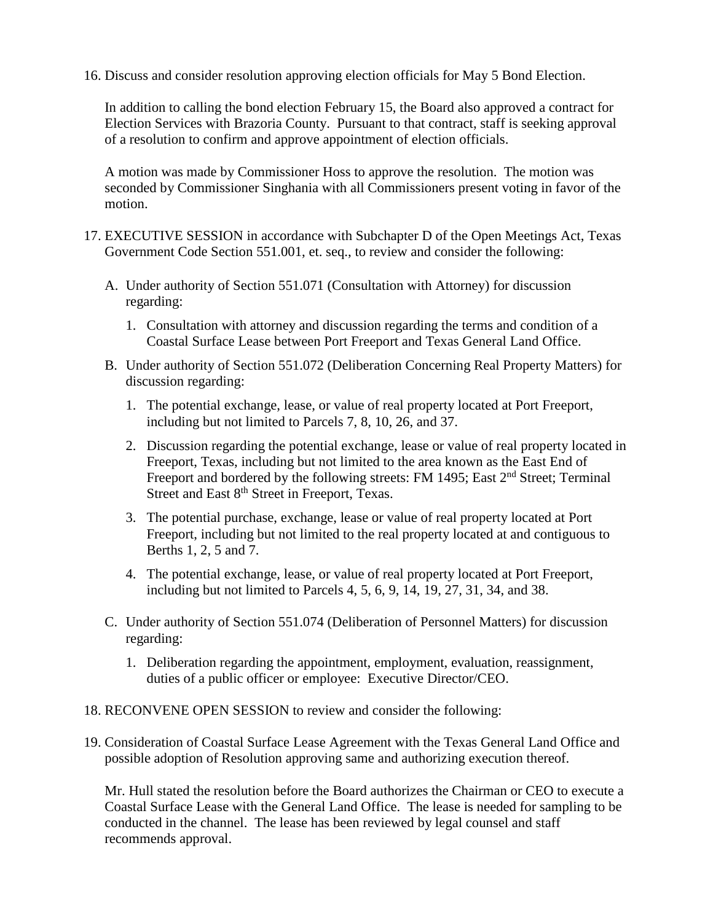16. Discuss and consider resolution approving election officials for May 5 Bond Election.

    In addition to calling the bond election February 15, the Board also approved a contract for Election Services with Brazoria County. Pursuant to that contract, staff is seeking approval of a resolution to confirm and approve appointment of election officials.

    A motion was made by Commissioner Hoss to approve the resolution. The motion was seconded by Commissioner Singhania with all Commissioners present voting in favor of the motion.

17. EXECUTIVE SESSION in accordance with Subchapter D of the Open Meetings Act, Texas Government Code Section 551.001, et. seq., to review and consider the following:

    A. Under authority of Section 551.071 (Consultation with Attorney) for discussion regarding:

       1. Consultation with attorney and discussion regarding the terms and condition of a Coastal Surface Lease between Port Freeport and Texas General Land Office.

    B. Under authority of Section 551.072 (Deliberation Concerning Real Property Matters) for discussion regarding:

       1. The potential exchange, lease, or value of real property located at Port Freeport, including but not limited to Parcels 7, 8, 10, 26, and 37.
       2. Discussion regarding the potential exchange, lease or value of real property located in Freeport, Texas, including but not limited to the area known as the East End of Freeport and bordered by the following streets: FM 1495; East 2nd Street; Terminal Street and East 8th Street in Freeport, Texas.
       3. The potential purchase, exchange, lease or value of real property located at Port Freeport, including but not limited to the real property located at and contiguous to Berths 1, 2, 5 and 7.
       4. The potential exchange, lease, or value of real property located at Port Freeport, including but not limited to Parcels 4, 5, 6, 9, 14, 19, 27, 31, 34, and 38.

    C. Under authority of Section 551.074 (Deliberation of Personnel Matters) for discussion regarding:

       1. Deliberation regarding the appointment, employment, evaluation, reassignment, duties of a public officer or employee: Executive Director/CEO.

18. RECONVENE OPEN SESSION to review and consider the following:

19. Consideration of Coastal Surface Lease Agreement with the Texas General Land Office and possible adoption of Resolution approving same and authorizing execution thereof.

    Mr. Hull stated the resolution before the Board authorizes the Chairman or CEO to execute a Coastal Surface Lease with the General Land Office. The lease is needed for sampling to be conducted in the channel. The lease has been reviewed by legal counsel and staff recommends approval.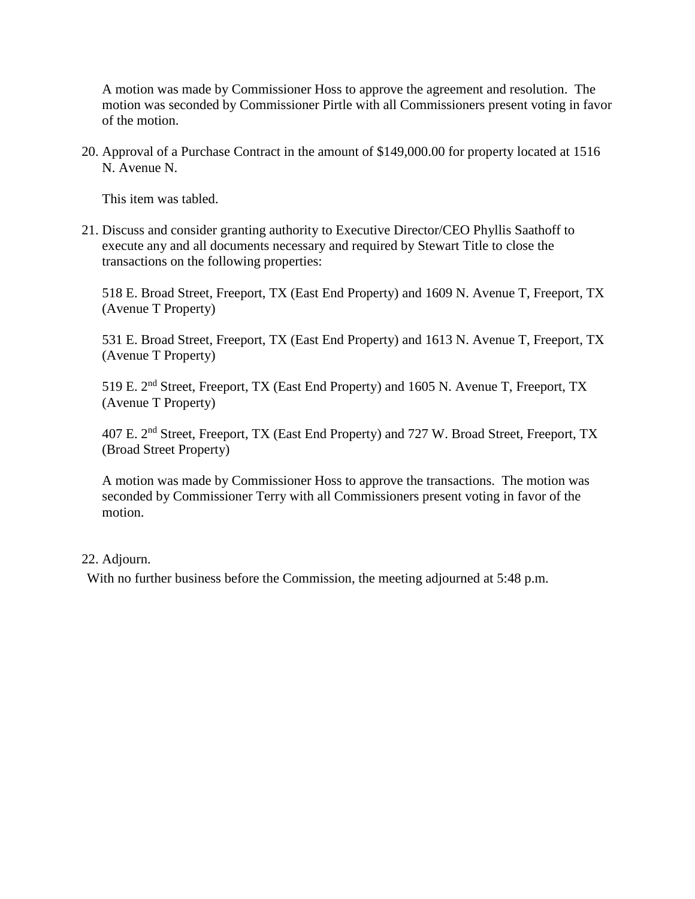A motion was made by Commissioner Hoss to approve the agreement and resolution. The motion was seconded by Commissioner Pirtle with all Commissioners present voting in favor of the motion.

20. Approval of a Purchase Contract in the amount of $149,000.00 for property located at 1516 N. Avenue N.

    This item was tabled.

21. Discuss and consider granting authority to Executive Director/CEO Phyllis Saathoff to execute any and all documents necessary and required by Stewart Title to close the transactions on the following properties:

    518 E. Broad Street, Freeport, TX (East End Property) and 1609 N. Avenue T, Freeport, TX (Avenue T Property)

    531 E. Broad Street, Freeport, TX (East End Property) and 1613 N. Avenue T, Freeport, TX (Avenue T Property)

    519 E. 2nd Street, Freeport, TX (East End Property) and 1605 N. Avenue T, Freeport, TX (Avenue T Property)

    407 E. 2nd Street, Freeport, TX (East End Property) and 727 W. Broad Street, Freeport, TX (Broad Street Property)

    A motion was made by Commissioner Hoss to approve the transactions. The motion was seconded by Commissioner Terry with all Commissioners present voting in favor of the motion.

22. Adjourn.

With no further business before the Commission, the meeting adjourned at 5:48 p.m.